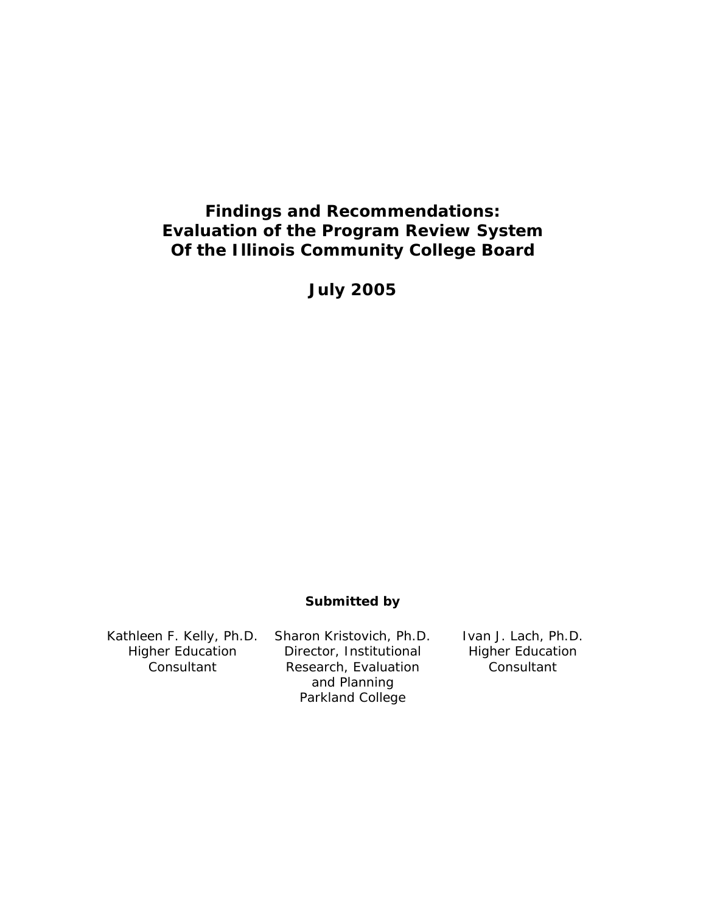# Findings and Recommendations: Evaluation of the Program Review System Of the Illinois Community College Board

**July 2005**

**Submitted by**

Kathleen F. Kelly, Ph.D.
Higher Education Consultant

Sharon Kristovich, Ph.D.
Director, Institutional Research, Evaluation and Planning
Parkland College

Ivan J. Lach, Ph.D.
Higher Education Consultant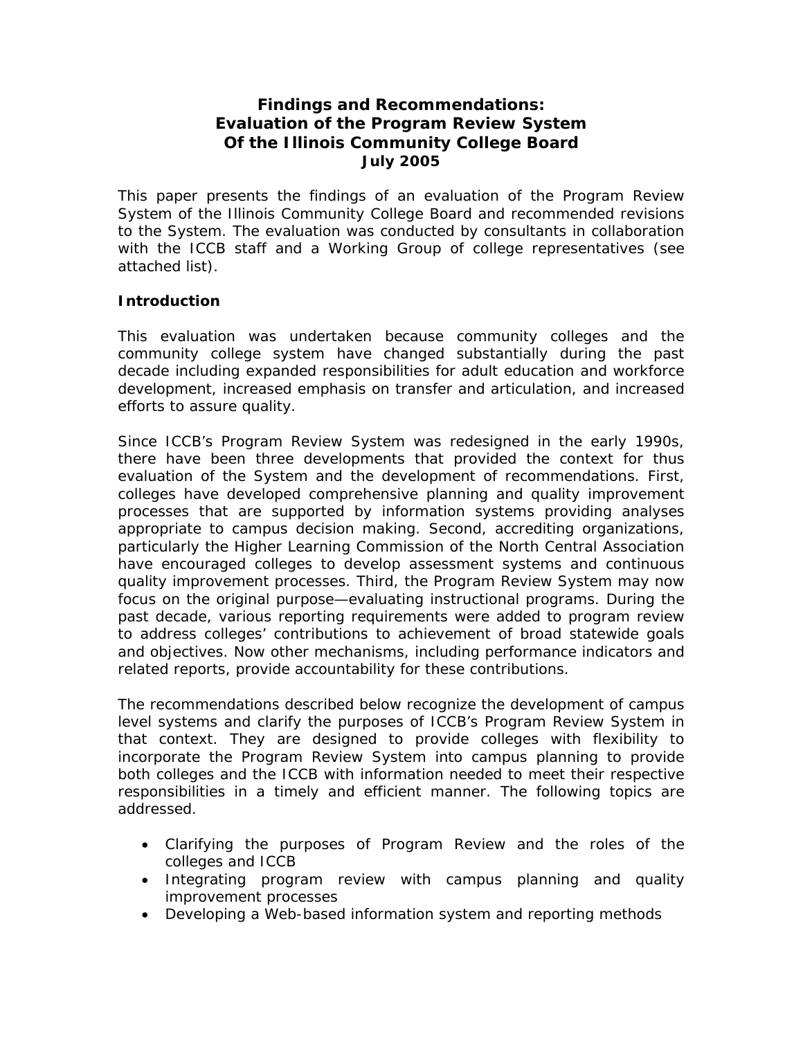# Findings and Recommendations: Evaluation of the Program Review System Of the Illinois Community College Board July 2005

This paper presents the findings of an evaluation of the Program Review System of the Illinois Community College Board and recommended revisions to the System. The evaluation was conducted by consultants in collaboration with the ICCB staff and a Working Group of college representatives (see attached list).

## Introduction

This evaluation was undertaken because community colleges and the community college system have changed substantially during the past decade including expanded responsibilities for adult education and workforce development, increased emphasis on transfer and articulation, and increased efforts to assure quality.

Since ICCB's Program Review System was redesigned in the early 1990s, there have been three developments that provided the context for thus evaluation of the System and the development of recommendations. First, colleges have developed comprehensive planning and quality improvement processes that are supported by information systems providing analyses appropriate to campus decision making. Second, accrediting organizations, particularly the Higher Learning Commission of the North Central Association have encouraged colleges to develop assessment systems and continuous quality improvement processes. Third, the Program Review System may now focus on the original purpose—evaluating instructional programs. During the past decade, various reporting requirements were added to program review to address colleges' contributions to achievement of broad statewide goals and objectives. Now other mechanisms, including performance indicators and related reports, provide accountability for these contributions.

The recommendations described below recognize the development of campus level systems and clarify the purposes of ICCB's Program Review System in that context. They are designed to provide colleges with flexibility to incorporate the Program Review System into campus planning to provide both colleges and the ICCB with information needed to meet their respective responsibilities in a timely and efficient manner. The following topics are addressed.

- Clarifying the purposes of Program Review and the roles of the colleges and ICCB
- Integrating program review with campus planning and quality improvement processes
- Developing a Web-based information system and reporting methods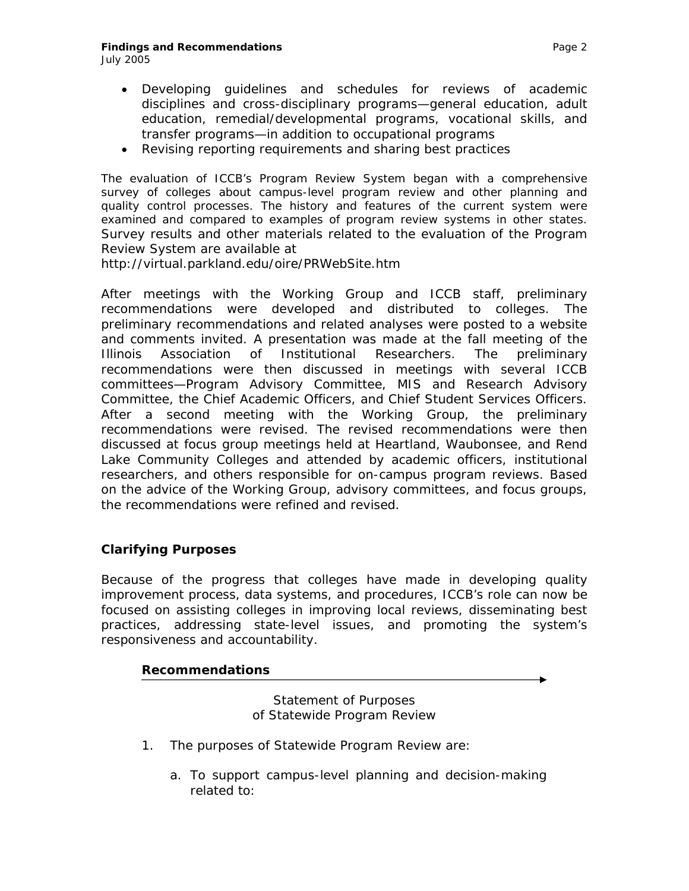- Developing guidelines and schedules for reviews of academic disciplines and cross-disciplinary programs—general education, adult education, remedial/developmental programs, vocational skills, and transfer programs—in addition to occupational programs
- Revising reporting requirements and sharing best practices

The evaluation of ICCB's Program Review System began with a comprehensive survey of colleges about campus-level program review and other planning and quality control processes. The history and features of the current system were examined and compared to examples of program review systems in other states. Survey results and other materials related to the evaluation of the Program Review System are available at http://virtual.parkland.edu/oire/PRWebSite.htm

After meetings with the Working Group and ICCB staff, preliminary recommendations were developed and distributed to colleges. The preliminary recommendations and related analyses were posted to a website and comments invited. A presentation was made at the fall meeting of the Illinois Association of Institutional Researchers. The preliminary recommendations were then discussed in meetings with several ICCB committees—Program Advisory Committee, MIS and Research Advisory Committee, the Chief Academic Officers, and Chief Student Services Officers. After a second meeting with the Working Group, the preliminary recommendations were revised. The revised recommendations were then discussed at focus group meetings held at Heartland, Waubonsee, and Rend Lake Community Colleges and attended by academic officers, institutional researchers, and others responsible for on-campus program reviews. Based on the advice of the Working Group, advisory committees, and focus groups, the recommendations were refined and revised.

## Clarifying Purposes

Because of the progress that colleges have made in developing quality improvement process, data systems, and procedures, ICCB's role can now be focused on assisting colleges in improving local reviews, disseminating best practices, addressing state-level issues, and promoting the system's responsiveness and accountability.

### Recommendations

Statement of Purposes
of Statewide Program Review

1. The purposes of Statewide Program Review are:

   a. To support campus-level planning and decision-making related to: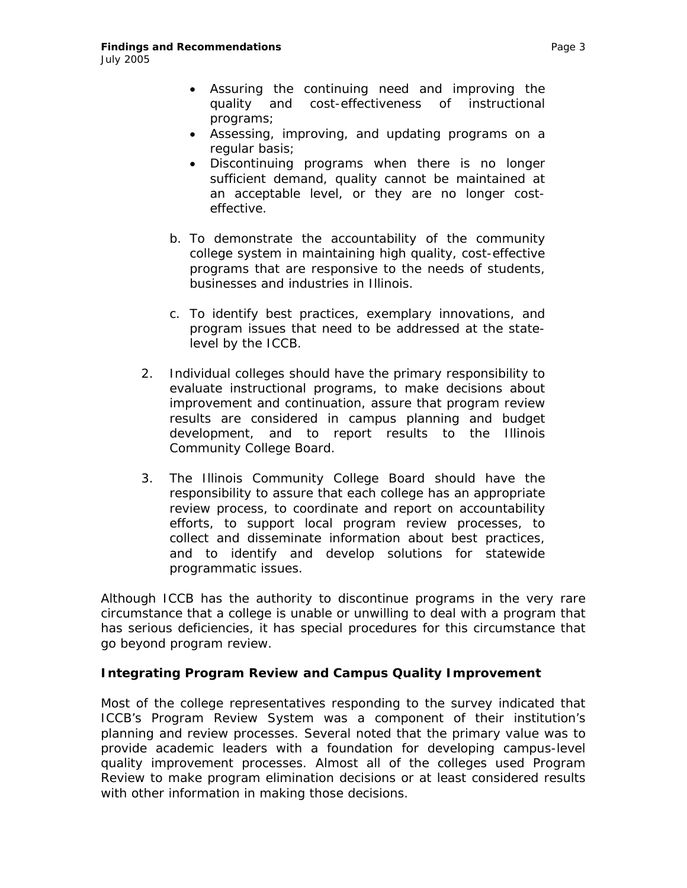- Assuring the continuing need and improving the quality and cost-effectiveness of instructional programs;
- Assessing, improving, and updating programs on a regular basis;
- Discontinuing programs when there is no longer sufficient demand, quality cannot be maintained at an acceptable level, or they are no longer cost-effective.

b. To demonstrate the accountability of the community college system in maintaining high quality, cost-effective programs that are responsive to the needs of students, businesses and industries in Illinois.

c. To identify best practices, exemplary innovations, and program issues that need to be addressed at the state-level by the ICCB.

2. Individual colleges should have the primary responsibility to evaluate instructional programs, to make decisions about improvement and continuation, assure that program review results are considered in campus planning and budget development, and to report results to the Illinois Community College Board.

3. The Illinois Community College Board should have the responsibility to assure that each college has an appropriate review process, to coordinate and report on accountability efforts, to support local program review processes, to collect and disseminate information about best practices, and to identify and develop solutions for statewide programmatic issues.

Although ICCB has the authority to discontinue programs in the very rare circumstance that a college is unable or unwilling to deal with a program that has serious deficiencies, it has special procedures for this circumstance that go beyond program review.

### Integrating Program Review and Campus Quality Improvement

Most of the college representatives responding to the survey indicated that ICCB's Program Review System was a component of their institution's planning and review processes. Several noted that the primary value was to provide academic leaders with a foundation for developing campus-level quality improvement processes. Almost all of the colleges used Program Review to make program elimination decisions or at least considered results with other information in making those decisions.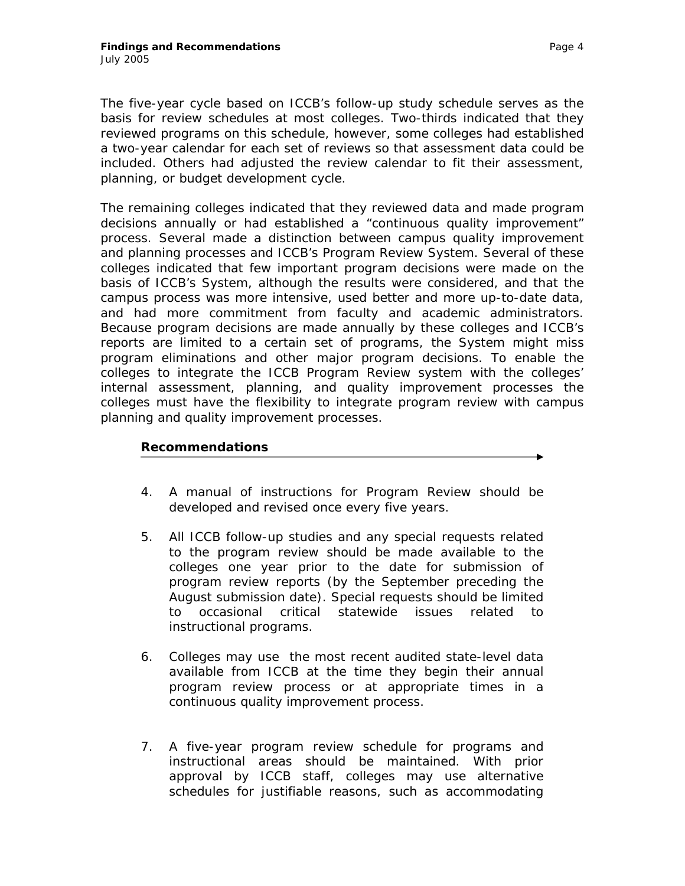The five-year cycle based on ICCB's follow-up study schedule serves as the basis for review schedules at most colleges. Two-thirds indicated that they reviewed programs on this schedule, however, some colleges had established a two-year calendar for each set of reviews so that assessment data could be included. Others had adjusted the review calendar to fit their assessment, planning, or budget development cycle.

The remaining colleges indicated that they reviewed data and made program decisions annually or had established a "continuous quality improvement" process. Several made a distinction between campus quality improvement and planning processes and ICCB's Program Review System. Several of these colleges indicated that few important program decisions were made on the basis of ICCB's System, although the results were considered, and that the campus process was more intensive, used better and more up-to-date data, and had more commitment from faculty and academic administrators. Because program decisions are made annually by these colleges and ICCB's reports are limited to a certain set of programs, the System might miss program eliminations and other major program decisions. To enable the colleges to integrate the ICCB Program Review system with the colleges' internal assessment, planning, and quality improvement processes the colleges must have the flexibility to integrate program review with campus planning and quality improvement processes.

**Recommendations**

4. A manual of instructions for Program Review should be developed and revised once every five years.

5. All ICCB follow-up studies and any special requests related to the program review should be made available to the colleges one year prior to the date for submission of program review reports (by the September preceding the August submission date). Special requests should be limited to occasional critical statewide issues related to instructional programs.

6. Colleges may use the most recent audited state-level data available from ICCB at the time they begin their annual program review process or at appropriate times in a continuous quality improvement process.

7. A five-year program review schedule for programs and instructional areas should be maintained. With prior approval by ICCB staff, colleges may use alternative schedules for justifiable reasons, such as accommodating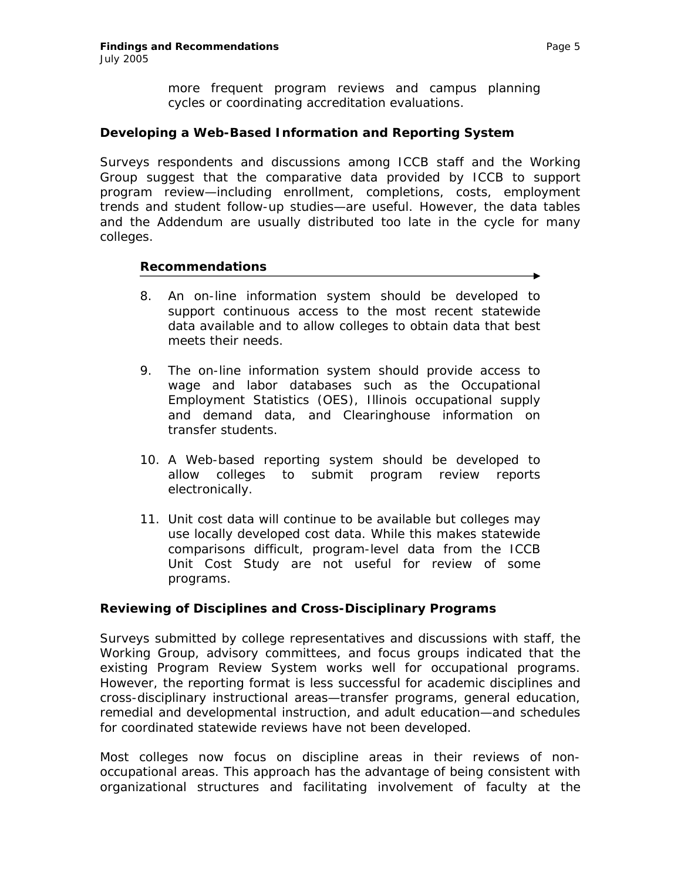more frequent program reviews and campus planning cycles or coordinating accreditation evaluations.

### Developing a Web-Based Information and Reporting System

Surveys respondents and discussions among ICCB staff and the Working Group suggest that the comparative data provided by ICCB to support program review—including enrollment, completions, costs, employment trends and student follow-up studies—are useful. However, the data tables and the Addendum are usually distributed too late in the cycle for many colleges.

#### Recommendations

8. An on-line information system should be developed to support continuous access to the most recent statewide data available and to allow colleges to obtain data that best meets their needs.

9. The on-line information system should provide access to wage and labor databases such as the Occupational Employment Statistics (OES), Illinois occupational supply and demand data, and Clearinghouse information on transfer students.

10. A Web-based reporting system should be developed to allow colleges to submit program review reports electronically.

11. Unit cost data will continue to be available but colleges may use locally developed cost data. While this makes statewide comparisons difficult, program-level data from the ICCB Unit Cost Study are not useful for review of some programs.

### Reviewing of Disciplines and Cross-Disciplinary Programs

Surveys submitted by college representatives and discussions with staff, the Working Group, advisory committees, and focus groups indicated that the existing Program Review System works well for occupational programs. However, the reporting format is less successful for academic disciplines and cross-disciplinary instructional areas—transfer programs, general education, remedial and developmental instruction, and adult education—and schedules for coordinated statewide reviews have not been developed.

Most colleges now focus on discipline areas in their reviews of non-occupational areas. This approach has the advantage of being consistent with organizational structures and facilitating involvement of faculty at the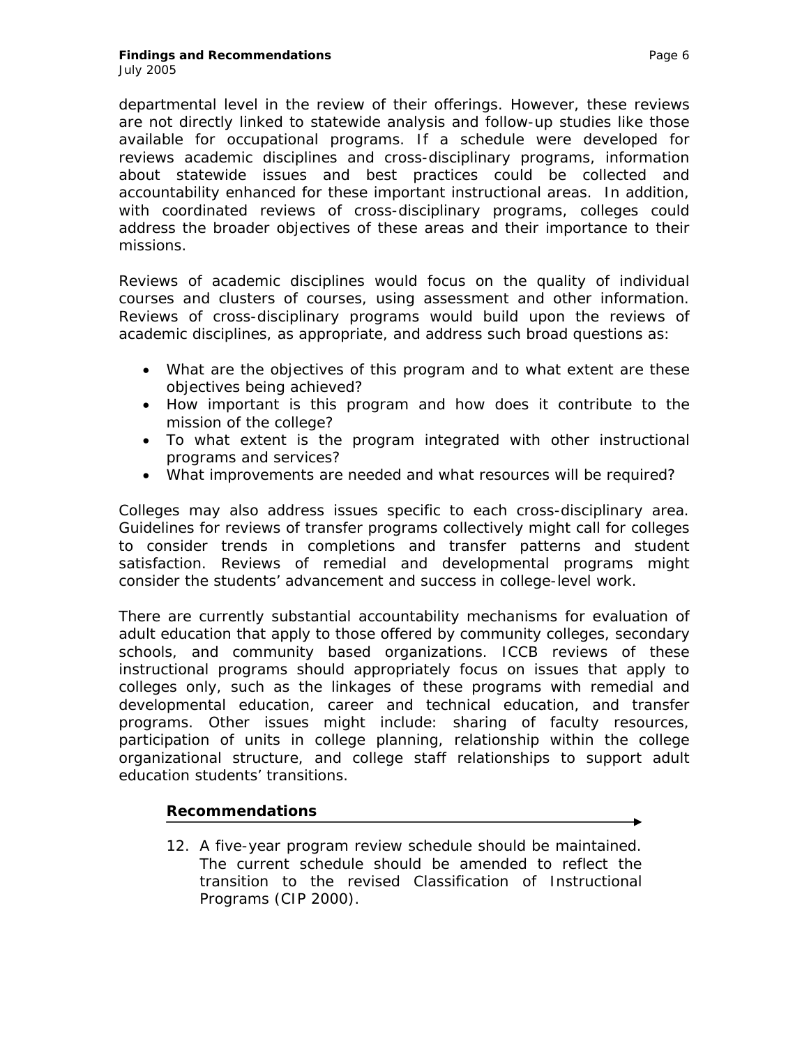departmental level in the review of their offerings. However, these reviews are not directly linked to statewide analysis and follow-up studies like those available for occupational programs. If a schedule were developed for reviews academic disciplines and cross-disciplinary programs, information about statewide issues and best practices could be collected and accountability enhanced for these important instructional areas. In addition, with coordinated reviews of cross-disciplinary programs, colleges could address the broader objectives of these areas and their importance to their missions.

Reviews of academic disciplines would focus on the quality of individual courses and clusters of courses, using assessment and other information. Reviews of cross-disciplinary programs would build upon the reviews of academic disciplines, as appropriate, and address such broad questions as:

- What are the objectives of this program and to what extent are these objectives being achieved?
- How important is this program and how does it contribute to the mission of the college?
- To what extent is the program integrated with other instructional programs and services?
- What improvements are needed and what resources will be required?

Colleges may also address issues specific to each cross-disciplinary area. Guidelines for reviews of transfer programs collectively might call for colleges to consider trends in completions and transfer patterns and student satisfaction. Reviews of remedial and developmental programs might consider the students' advancement and success in college-level work.

There are currently substantial accountability mechanisms for evaluation of adult education that apply to those offered by community colleges, secondary schools, and community based organizations. ICCB reviews of these instructional programs should appropriately focus on issues that apply to colleges only, such as the linkages of these programs with remedial and developmental education, career and technical education, and transfer programs. Other issues might include: sharing of faculty resources, participation of units in college planning, relationship within the college organizational structure, and college staff relationships to support adult education students' transitions.

### Recommendations

12. A five-year program review schedule should be maintained. The current schedule should be amended to reflect the transition to the revised Classification of Instructional Programs (CIP 2000).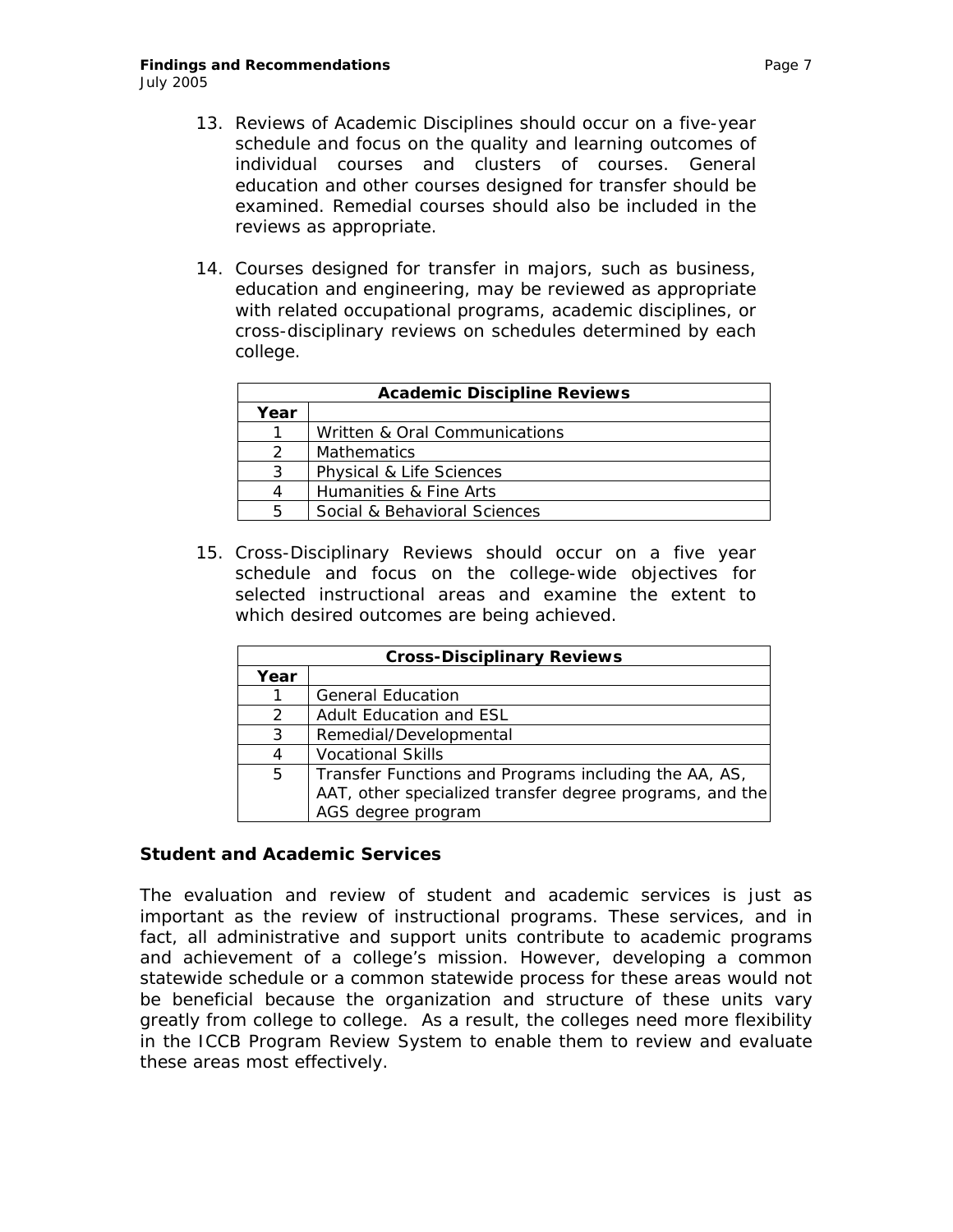13. Reviews of Academic Disciplines should occur on a five-year schedule and focus on the quality and learning outcomes of individual courses and clusters of courses. General education and other courses designed for transfer should be examined. Remedial courses should also be included in the reviews as appropriate.

14. Courses designed for transfer in majors, such as business, education and engineering, may be reviewed as appropriate with related occupational programs, academic disciplines, or cross-disciplinary reviews on schedules determined by each college.

| **Academic Discipline Reviews** | |
|---|---|
| **Year** | |
| 1 | Written & Oral Communications |
| 2 | Mathematics |
| 3 | Physical & Life Sciences |
| 4 | Humanities & Fine Arts |
| 5 | Social & Behavioral Sciences |

15. Cross-Disciplinary Reviews should occur on a five year schedule and focus on the college-wide objectives for selected instructional areas and examine the extent to which desired outcomes are being achieved.

| **Cross-Disciplinary Reviews** | |
|---|---|
| **Year** | |
| 1 | General Education |
| 2 | Adult Education and ESL |
| 3 | Remedial/Developmental |
| 4 | Vocational Skills |
| 5 | Transfer Functions and Programs including the AA, AS, AAT, other specialized transfer degree programs, and the AGS degree program |

### Student and Academic Services

The evaluation and review of student and academic services is just as important as the review of instructional programs. These services, and in fact, all administrative and support units contribute to academic programs and achievement of a college's mission. However, developing a common statewide schedule or a common statewide process for these areas would not be beneficial because the organization and structure of these units vary greatly from college to college. As a result, the colleges need more flexibility in the ICCB Program Review System to enable them to review and evaluate these areas most effectively.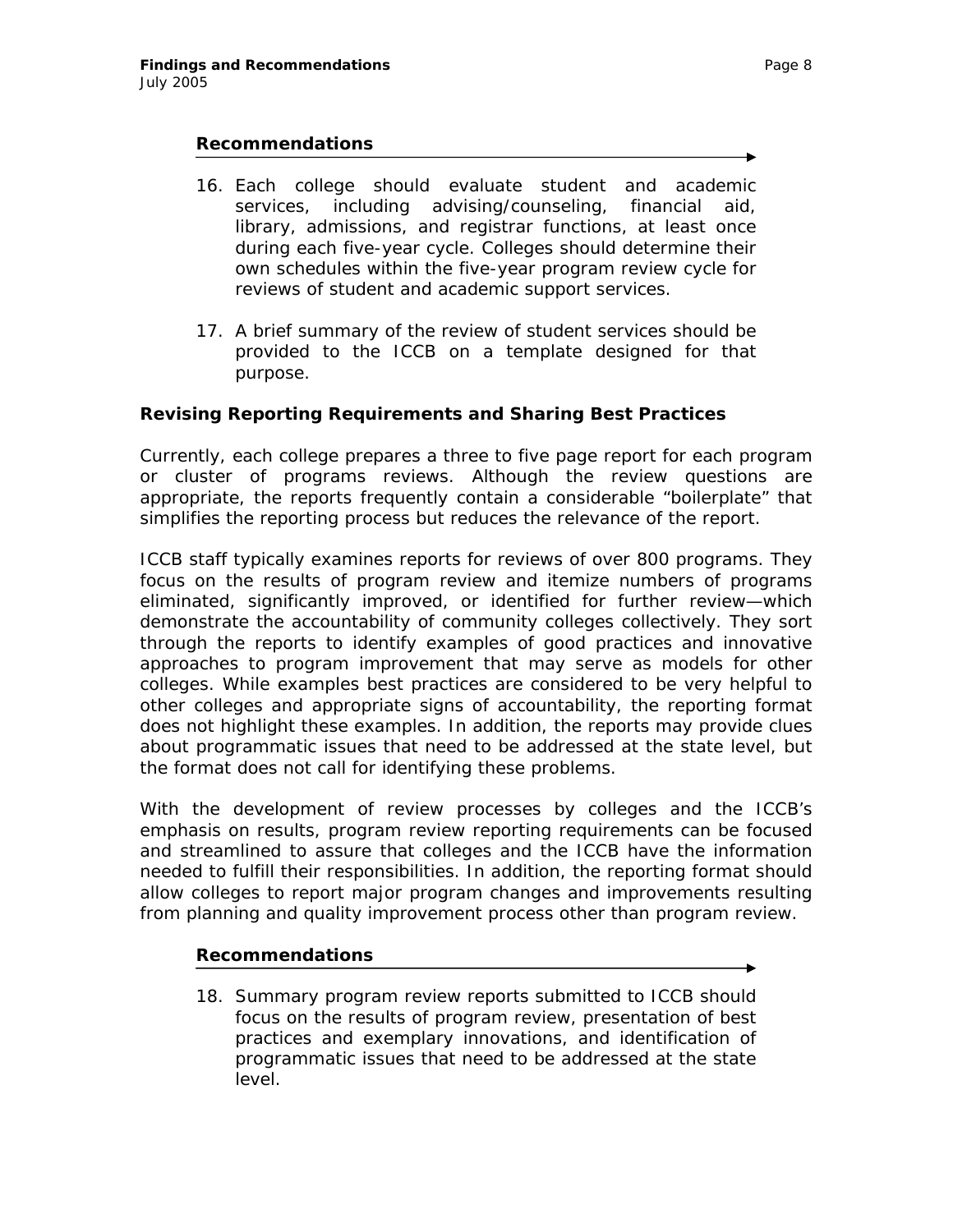#### Recommendations

16. Each college should evaluate student and academic services, including advising/counseling, financial aid, library, admissions, and registrar functions, at least once during each five-year cycle. Colleges should determine their own schedules within the five-year program review cycle for reviews of student and academic support services.

17. A brief summary of the review of student services should be provided to the ICCB on a template designed for that purpose.

### Revising Reporting Requirements and Sharing Best Practices

Currently, each college prepares a three to five page report for each program or cluster of programs reviews. Although the review questions are appropriate, the reports frequently contain a considerable "boilerplate" that simplifies the reporting process but reduces the relevance of the report.

ICCB staff typically examines reports for reviews of over 800 programs. They focus on the results of program review and itemize numbers of programs eliminated, significantly improved, or identified for further review—which demonstrate the accountability of community colleges collectively. They sort through the reports to identify examples of good practices and innovative approaches to program improvement that may serve as models for other colleges. While examples best practices are considered to be very helpful to other colleges and appropriate signs of accountability, the reporting format does not highlight these examples. In addition, the reports may provide clues about programmatic issues that need to be addressed at the state level, but the format does not call for identifying these problems.

With the development of review processes by colleges and the ICCB's emphasis on results, program review reporting requirements can be focused and streamlined to assure that colleges and the ICCB have the information needed to fulfill their responsibilities. In addition, the reporting format should allow colleges to report major program changes and improvements resulting from planning and quality improvement process other than program review.

#### Recommendations

18. Summary program review reports submitted to ICCB should focus on the results of program review, presentation of best practices and exemplary innovations, and identification of programmatic issues that need to be addressed at the state level.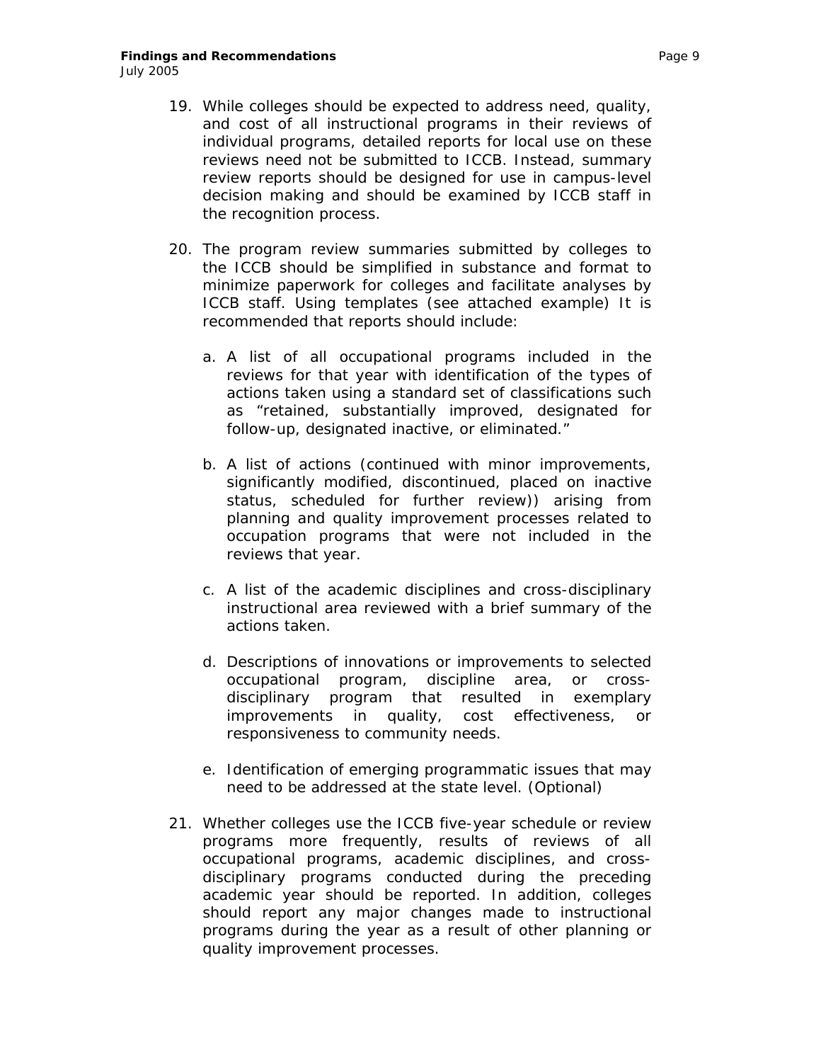19. While colleges should be expected to address need, quality, and cost of all instructional programs in their reviews of individual programs, detailed reports for local use on these reviews need not be submitted to ICCB. Instead, summary review reports should be designed for use in campus-level decision making and should be examined by ICCB staff in the recognition process.

20. The program review summaries submitted by colleges to the ICCB should be simplified in substance and format to minimize paperwork for colleges and facilitate analyses by ICCB staff. Using templates (see attached example) It is recommended that reports should include:

    a. A list of all occupational programs included in the reviews for that year with identification of the types of actions taken using a standard set of classifications such as "retained, substantially improved, designated for follow-up, designated inactive, or eliminated."

    b. A list of actions (continued with minor improvements, significantly modified, discontinued, placed on inactive status, scheduled for further review)) arising from planning and quality improvement processes related to occupation programs that were not included in the reviews that year.

    c. A list of the academic disciplines and cross-disciplinary instructional area reviewed with a brief summary of the actions taken.

    d. Descriptions of innovations or improvements to selected occupational program, discipline area, or cross-disciplinary program that resulted in exemplary improvements in quality, cost effectiveness, or responsiveness to community needs.

    e. Identification of emerging programmatic issues that may need to be addressed at the state level. (Optional)

21. Whether colleges use the ICCB five-year schedule or review programs more frequently, results of reviews of all occupational programs, academic disciplines, and cross-disciplinary programs conducted during the preceding academic year should be reported. In addition, colleges should report any major changes made to instructional programs during the year as a result of other planning or quality improvement processes.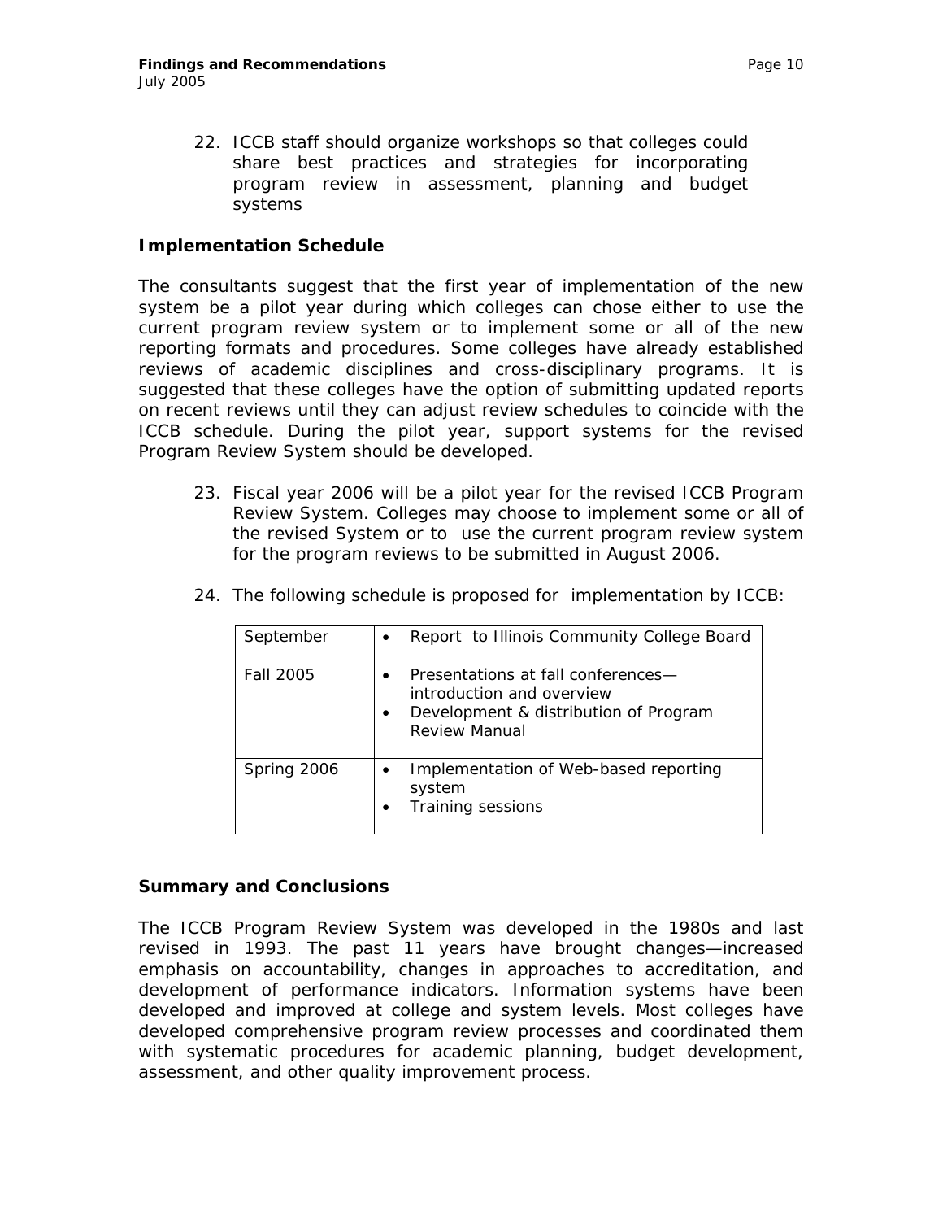22. ICCB staff should organize workshops so that colleges could share best practices and strategies for incorporating program review in assessment, planning and budget systems

### Implementation Schedule

The consultants suggest that the first year of implementation of the new system be a pilot year during which colleges can chose either to use the current program review system or to implement some or all of the new reporting formats and procedures. Some colleges have already established reviews of academic disciplines and cross-disciplinary programs. It is suggested that these colleges have the option of submitting updated reports on recent reviews until they can adjust review schedules to coincide with the ICCB schedule. During the pilot year, support systems for the revised Program Review System should be developed.

23. Fiscal year 2006 will be a pilot year for the revised ICCB Program Review System. Colleges may choose to implement some or all of the revised System or to use the current program review system for the program reviews to be submitted in August 2006.

24. The following schedule is proposed for implementation by ICCB:

| | |
|---|---|
| September | • Report to Illinois Community College Board |
| Fall 2005 | • Presentations at fall conferences—introduction and overview<br>• Development & distribution of Program Review Manual |
| Spring 2006 | • Implementation of Web-based reporting system<br>• Training sessions |

### Summary and Conclusions

The ICCB Program Review System was developed in the 1980s and last revised in 1993. The past 11 years have brought changes—increased emphasis on accountability, changes in approaches to accreditation, and development of performance indicators. Information systems have been developed and improved at college and system levels. Most colleges have developed comprehensive program review processes and coordinated them with systematic procedures for academic planning, budget development, assessment, and other quality improvement process.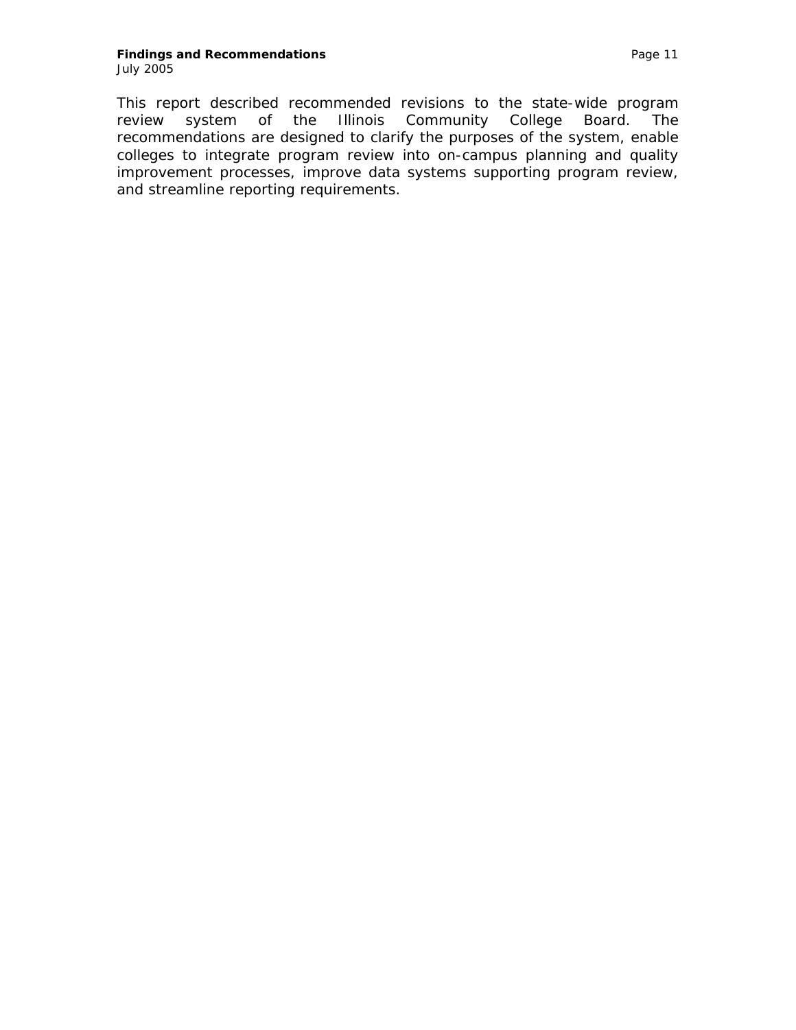This report described recommended revisions to the state-wide program review system of the Illinois Community College Board. The recommendations are designed to clarify the purposes of the system, enable colleges to integrate program review into on-campus planning and quality improvement processes, improve data systems supporting program review, and streamline reporting requirements.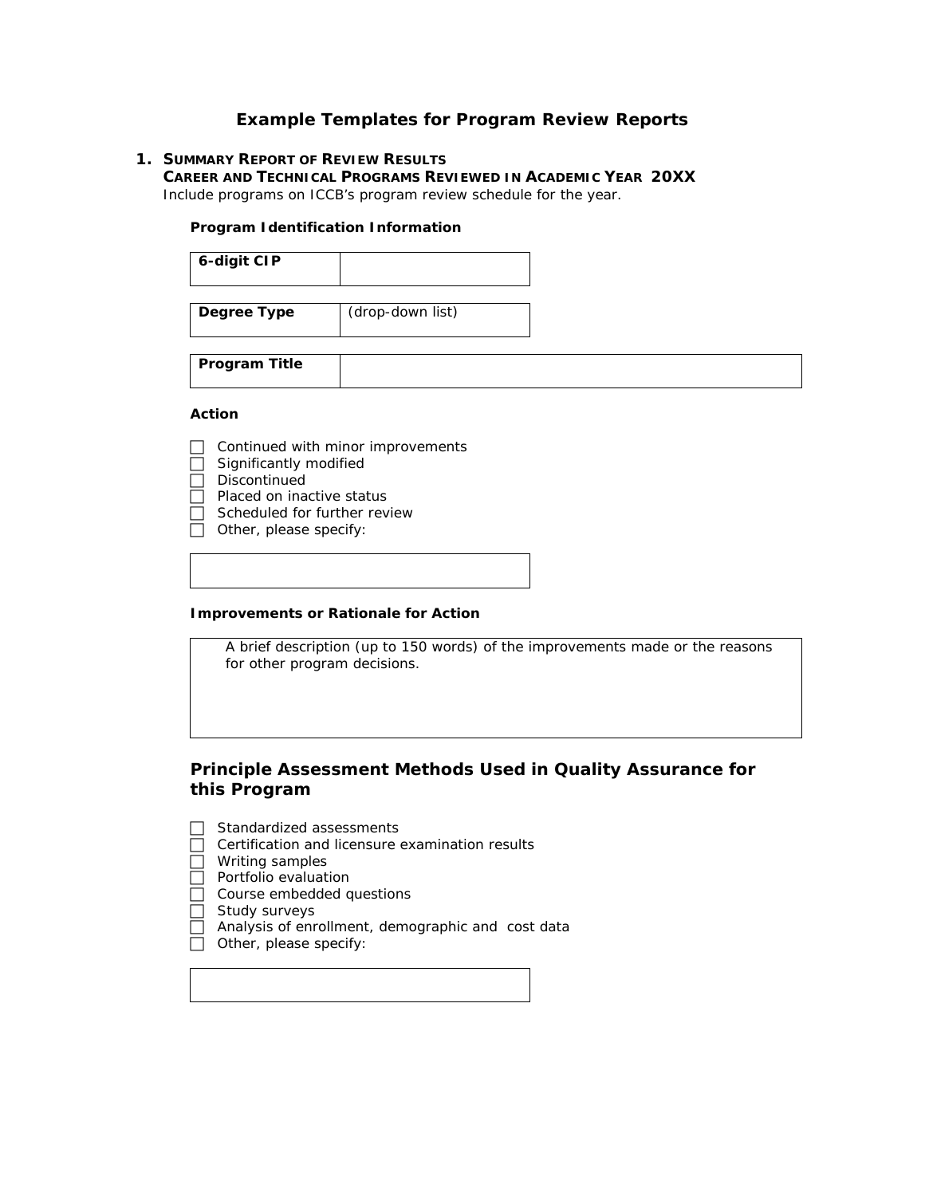# Example Templates for Program Review Reports

1. **SUMMARY REPORT OF REVIEW RESULTS**
   **CAREER AND TECHNICAL PROGRAMS REVIEWED IN ACADEMIC YEAR 20XX**
   Include programs on ICCB's program review schedule for the year.

**Program Identification Information**

| 6-digit CIP | |
|---|---|

| Degree Type | (drop-down list) |
|---|---|

| Program Title | |
|---|---|

**Action**

- ☐ Continued with minor improvements
- ☐ Significantly modified
- ☐ Discontinued
- ☐ Placed on inactive status
- ☐ Scheduled for further review
- ☐ Other, please specify:

| |
|---|

**Improvements or Rationale for Action**

| A brief description (up to 150 words) of the improvements made or the reasons for other program decisions. |
|---|

## Principle Assessment Methods Used in Quality Assurance for this Program

- ☐ Standardized assessments
- ☐ Certification and licensure examination results
- ☐ Writing samples
- ☐ Portfolio evaluation
- ☐ Course embedded questions
- ☐ Study surveys
- ☐ Analysis of enrollment, demographic and cost data
- ☐ Other, please specify:

| |
|---|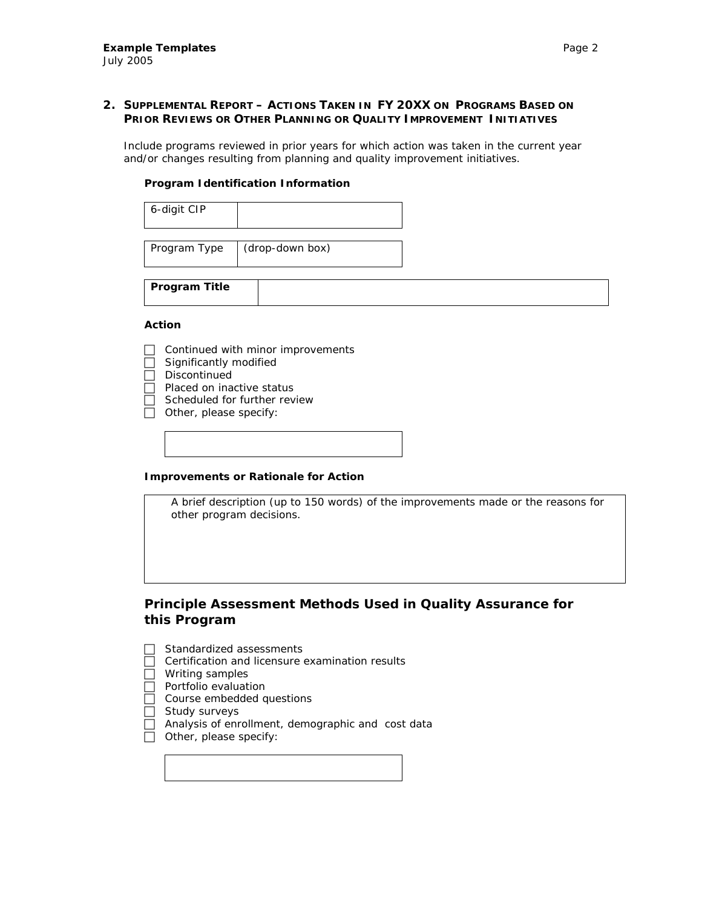## 2. Supplemental Report – Actions Taken in FY 20XX on Programs Based on Prior Reviews or Other Planning or Quality Improvement Initiatives

Include programs reviewed in prior years for which action was taken in the current year and/or changes resulting from planning and quality improvement initiatives.

**Program Identification Information**

| 6-digit CIP | |
|---|---|

| Program Type | (drop-down box) |
|---|---|

| **Program Title** | |
|---|---|

**Action**

- ☐ Continued with minor improvements
- ☐ Significantly modified
- ☐ Discontinued
- ☐ Placed on inactive status
- ☐ Scheduled for further review
- ☐ Other, please specify:

| |
|---|

**Improvements or Rationale for Action**

| A brief description (up to 150 words) of the improvements made or the reasons for other program decisions. |
|---|

### Principle Assessment Methods Used in Quality Assurance for this Program

- ☐ Standardized assessments
- ☐ Certification and licensure examination results
- ☐ Writing samples
- ☐ Portfolio evaluation
- ☐ Course embedded questions
- ☐ Study surveys
- ☐ Analysis of enrollment, demographic and cost data
- ☐ Other, please specify:

| |
|---|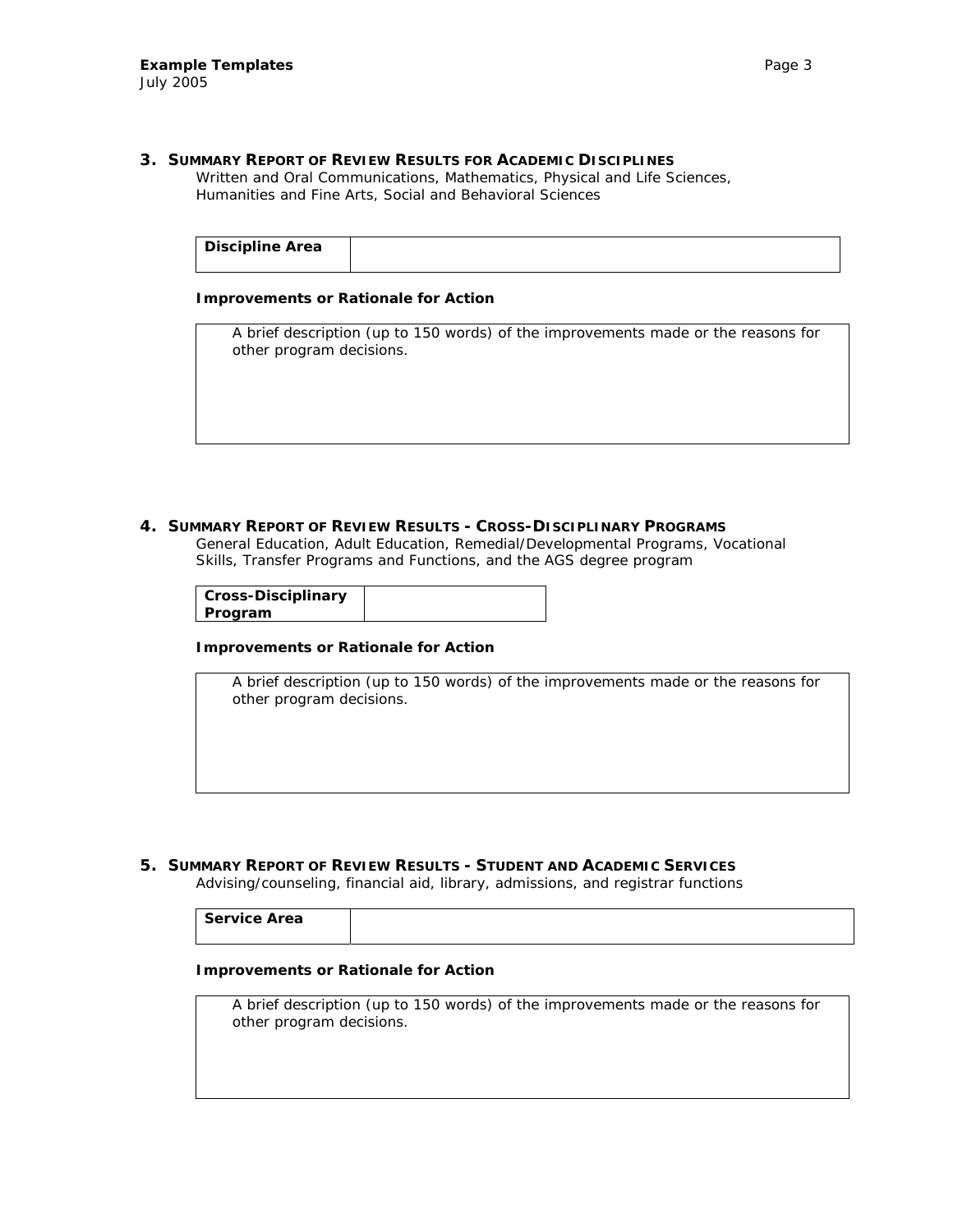## 3. SUMMARY REPORT OF REVIEW RESULTS FOR ACADEMIC DISCIPLINES

Written and Oral Communications, Mathematics, Physical and Life Sciences, Humanities and Fine Arts, Social and Behavioral Sciences

| **Discipline Area** | |
|---|---|

**Improvements or Rationale for Action**

| A brief description (up to 150 words) of the improvements made or the reasons for other program decisions. |
|---|

## 4. SUMMARY REPORT OF REVIEW RESULTS - CROSS-DISCIPLINARY PROGRAMS

General Education, Adult Education, Remedial/Developmental Programs, Vocational Skills, Transfer Programs and Functions, and the AGS degree program

| **Cross-Disciplinary Program** | |
|---|---|

**Improvements or Rationale for Action**

| A brief description (up to 150 words) of the improvements made or the reasons for other program decisions. |
|---|

## 5. SUMMARY REPORT OF REVIEW RESULTS - STUDENT AND ACADEMIC SERVICES

Advising/counseling, financial aid, library, admissions, and registrar functions

| **Service Area** | |
|---|---|

**Improvements or Rationale for Action**

| A brief description (up to 150 words) of the improvements made or the reasons for other program decisions. |
|---|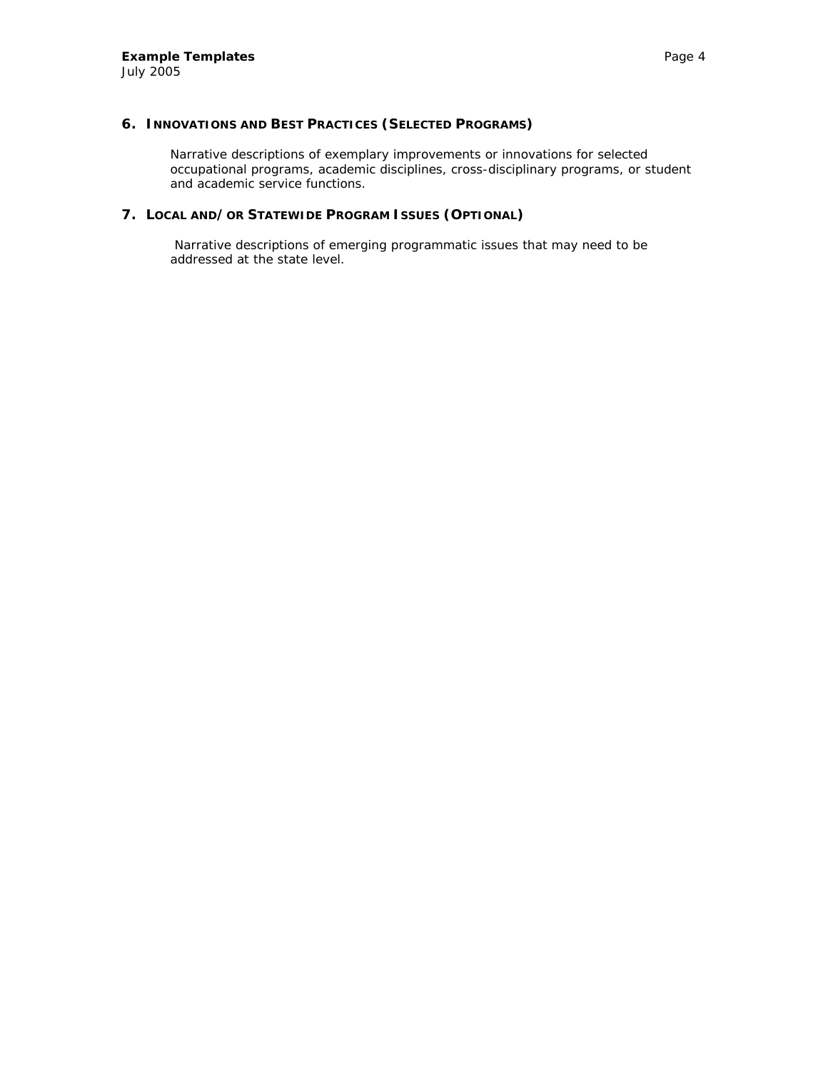## 6. INNOVATIONS AND BEST PRACTICES (SELECTED PROGRAMS)

Narrative descriptions of exemplary improvements or innovations for selected occupational programs, academic disciplines, cross-disciplinary programs, or student and academic service functions.

## 7. LOCAL AND/OR STATEWIDE PROGRAM ISSUES (OPTIONAL)

Narrative descriptions of emerging programmatic issues that may need to be addressed at the state level.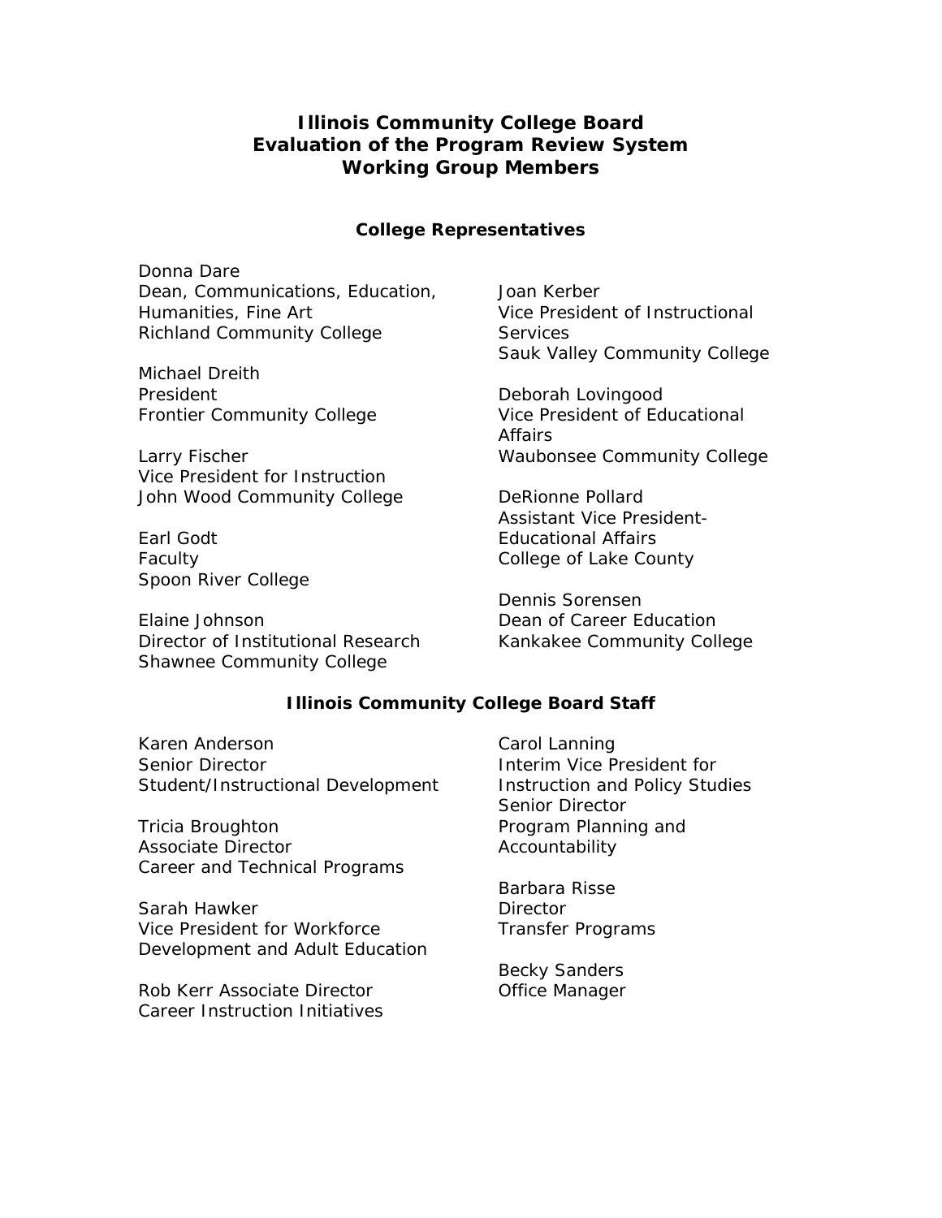# Illinois Community College Board
# Evaluation of the Program Review System
# Working Group Members

## College Representatives

Donna Dare
Dean, Communications, Education, Humanities, Fine Art
Richland Community College

Michael Dreith
President
Frontier Community College

Larry Fischer
Vice President for Instruction
John Wood Community College

Earl Godt
Faculty
Spoon River College

Elaine Johnson
Director of Institutional Research
Shawnee Community College

Joan Kerber
Vice President of Instructional Services
Sauk Valley Community College

Deborah Lovingood
Vice President of Educational Affairs
Waubonsee Community College

DeRionne Pollard
Assistant Vice President-Educational Affairs
College of Lake County

Dennis Sorensen
Dean of Career Education
Kankakee Community College

## Illinois Community College Board Staff

Karen Anderson
Senior Director
Student/Instructional Development

Tricia Broughton
Associate Director
Career and Technical Programs

Sarah Hawker
Vice President for Workforce Development and Adult Education

Rob Kerr Associate Director
Career Instruction Initiatives

Carol Lanning
Interim Vice President for Instruction and Policy Studies
Senior Director
Program Planning and Accountability

Barbara Risse
Director
Transfer Programs

Becky Sanders
Office Manager